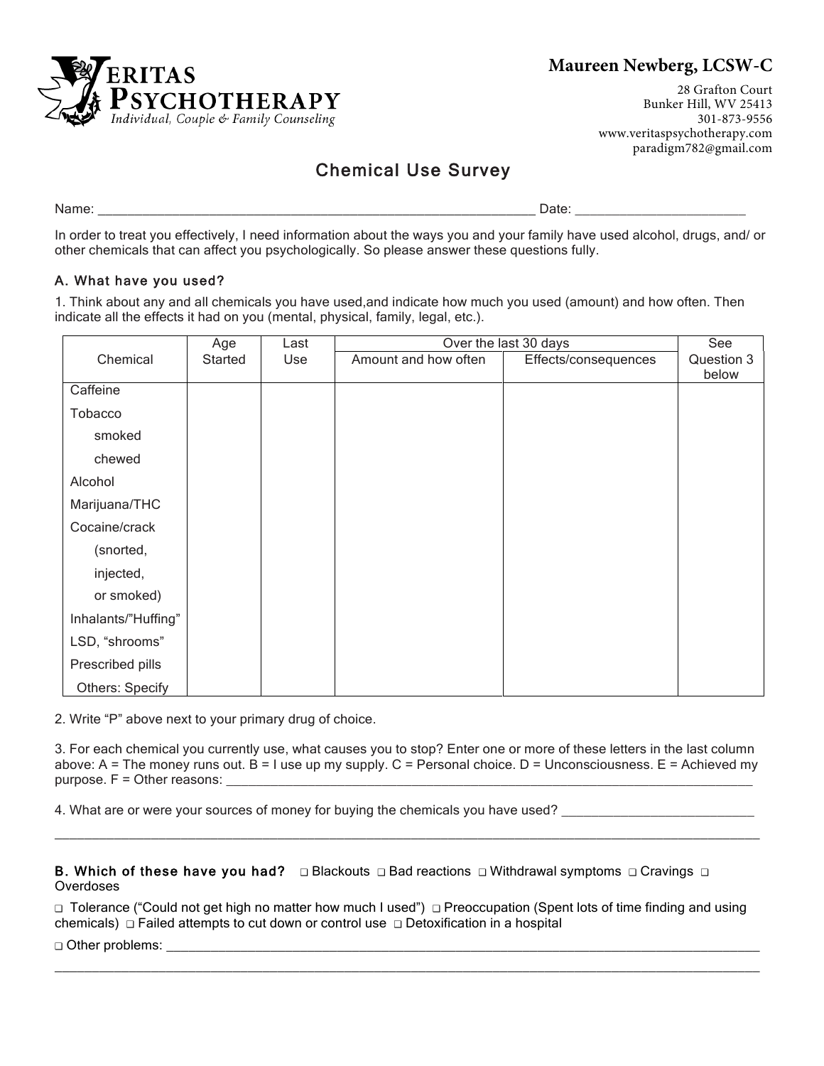**VERITAS PSYCHOTHERAPY**
*Individual, Couple & Family Counseling*

**Maureen Newberg, LCSW-C**

28 Grafton Court
Bunker Hill, WV 25413
301-873-9556
www.veritaspsychotherapy.com
paradigm782@gmail.com

# Chemical Use Survey

Name: ______________________________________________ Date: ____________________

In order to treat you effectively, I need information about the ways you and your family have used alcohol, drugs, and/ or other chemicals that can affect you psychologically. So please answer these questions fully.

### A. What have you used?

1. Think about any and all chemicals you have used,and indicate how much you used (amount) and how often. Then indicate all the effects it had on you (mental, physical, family, legal, etc.).

| Chemical | Age Started | Last Use | Over the last 30 days | | See Question 3 below |
|---|---|---|---|---|---|
| | | | Amount and how often | Effects/consequences | |
| Caffeine | | | | | |
| Tobacco | | | | | |
| smoked | | | | | |
| chewed | | | | | |
| Alcohol | | | | | |
| Marijuana/THC | | | | | |
| Cocaine/crack | | | | | |
| (snorted, | | | | | |
| injected, | | | | | |
| or smoked) | | | | | |
| Inhalants/"Huffing" | | | | | |
| LSD, "shrooms" | | | | | |
| Prescribed pills | | | | | |
| Others: Specify | | | | | |

2. Write "P" above next to your primary drug of choice.

3. For each chemical you currently use, what causes you to stop? Enter one or more of these letters in the last column above: A = The money runs out. B = I use up my supply. C = Personal choice. D = Unconsciousness. E = Achieved my purpose. F = Other reasons: ____________________________________________

4. What are or were your sources of money for buying the chemicals you have used? ____________________

______________________________________________________________________________

**B. Which of these have you had?** ❑ Blackouts ❑ Bad reactions ❑ Withdrawal symptoms ❑ Cravings ❑ Overdoses

❑ Tolerance ("Could not get high no matter how much I used") ❑ Preoccupation (Spent lots of time finding and using chemicals) ❑ Failed attempts to cut down or control use ❑ Detoxification in a hospital

❑ Other problems: ______________________________________________________________

______________________________________________________________________________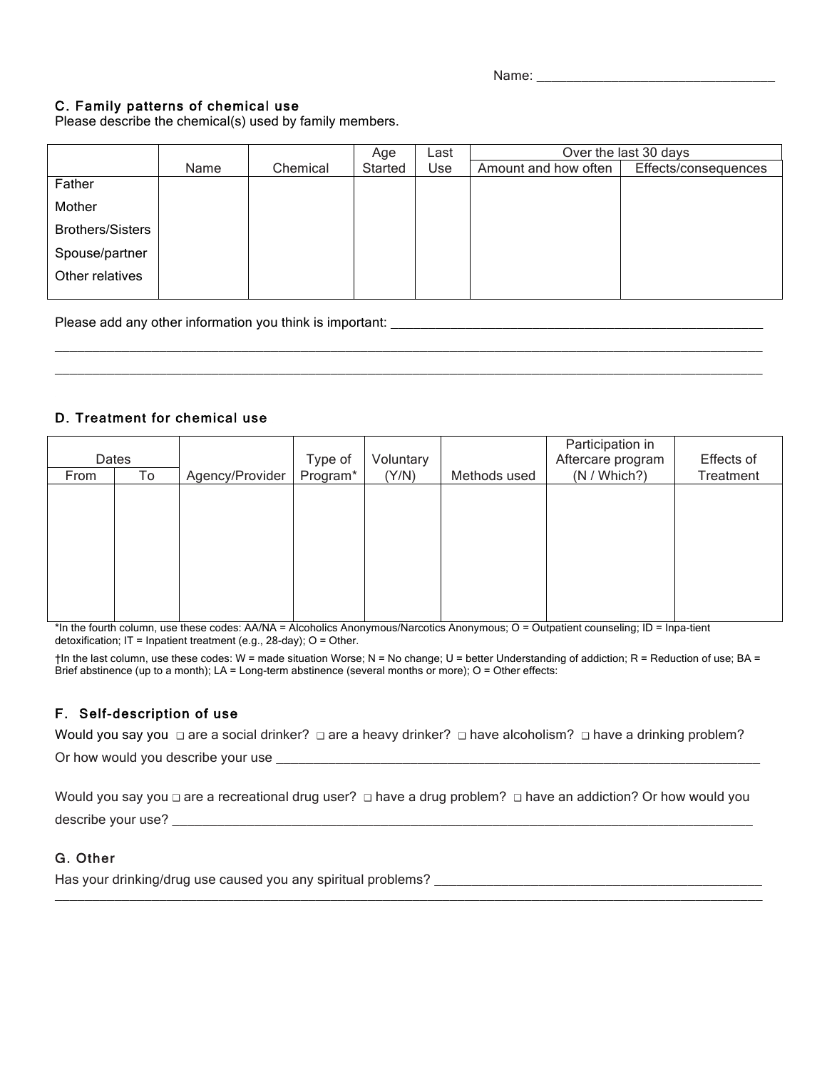Name: ______________________________

### C. Family patterns of chemical use

Please describe the chemical(s) used by family members.

| | Name | Chemical | Age Started | Last Use | Over the last 30 days | |
|---|---|---|---|---|---|---|
| | | | | | Amount and how often | Effects/consequences |
| Father | | | | | | |
| Mother | | | | | | |
| Brothers/Sisters | | | | | | |
| Spouse/partner | | | | | | |
| Other relatives | | | | | | |

Please add any other information you think is important: ______________________________

______________________________________________________________________

______________________________________________________________________

### D. Treatment for chemical use

| Dates | | Agency/Provider | Type of Program* | Voluntary (Y/N) | Methods used | Participation in Aftercare program (N / Which?) | Effects of Treatment |
|---|---|---|---|---|---|---|---|
| From | To | | | | | | |
| | | | | | | | |

*In the fourth column, use these codes: AA/NA = Alcoholics Anonymous/Narcotics Anonymous; O = Outpatient counseling; ID = Inpa-tient detoxification; IT = Inpatient treatment (e.g., 28-day); O = Other.

†In the last column, use these codes: W = made situation Worse; N = No change; U = better Understanding of addiction; R = Reduction of use; BA = Brief abstinence (up to a month); LA = Long-term abstinence (several months or more); O = Other effects:

### F. Self-description of use

Would you say you ❑ are a social drinker? ❑ are a heavy drinker? ❑ have alcoholism? ❑ have a drinking problem?

Or how would you describe your use ______________________________

Would you say you ❑ are a recreational drug user? ❑ have a drug problem? ❑ have an addiction? Or how would you describe your use? ______________________________

### G. Other

Has your drinking/drug use caused you any spiritual problems? ______________________________

______________________________________________________________________